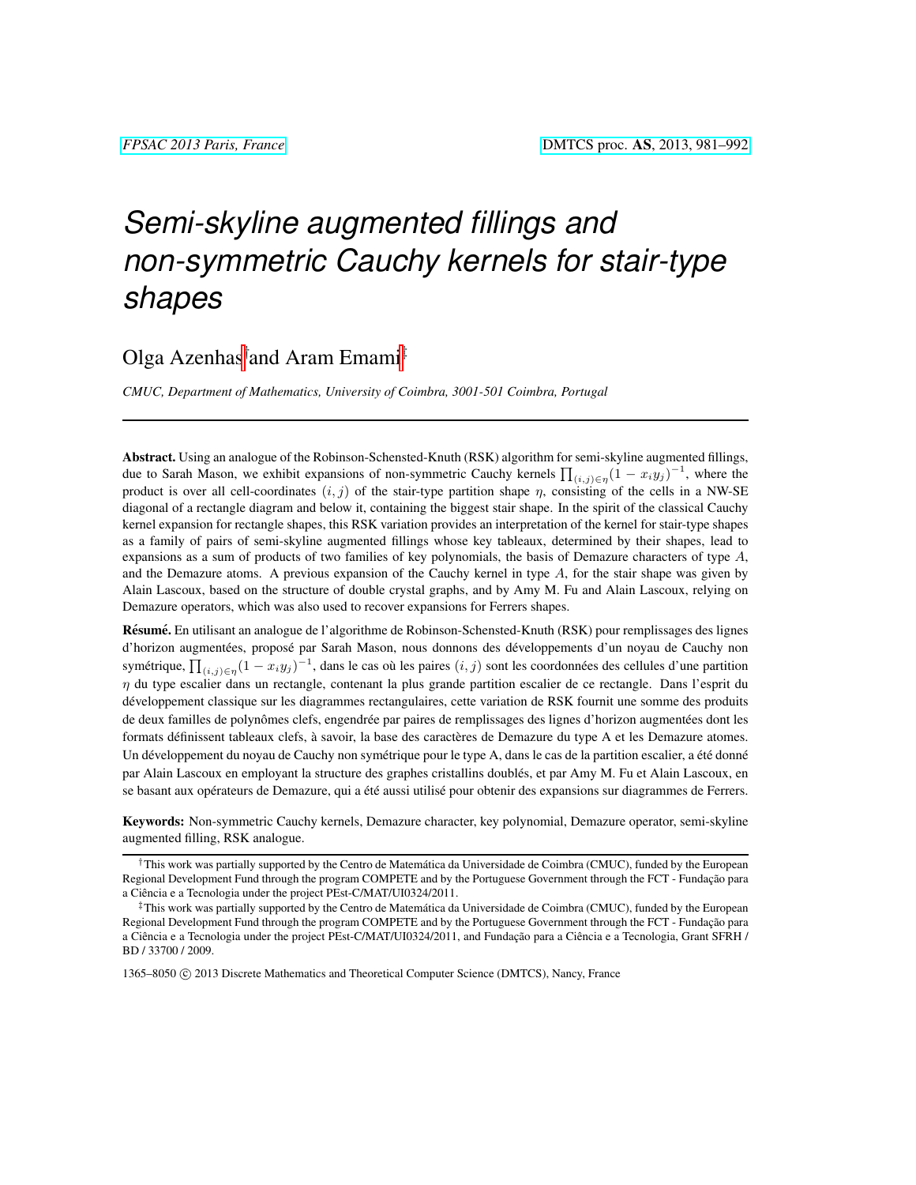# Semi-skyline augmented fillings and non-symmetric Cauchy kernels for stair-type shapes

Olga Azenhas[†] and Aram Emami[‡]

*CMUC, Department of Mathematics, University of Coimbra, 3001-501 Coimbra, Portugal*

---

**Abstract.** Using an analogue of the Robinson-Schensted-Knuth (RSK) algorithm for semi-skyline augmented fillings, due to Sarah Mason, we exhibit expansions of non-symmetric Cauchy kernels $\prod_{(i,j)\in\eta}(1-x_iy_j)^{-1}$, where the product is over all cell-coordinates $(i,j)$ of the stair-type partition shape $\eta$, consisting of the cells in a NW-SE diagonal of a rectangle diagram and below it, containing the biggest stair shape. In the spirit of the classical Cauchy kernel expansion for rectangle shapes, this RSK variation provides an interpretation of the kernel for stair-type shapes as a family of pairs of semi-skyline augmented fillings whose key tableaux, determined by their shapes, lead to expansions as a sum of products of two families of key polynomials, the basis of Demazure characters of type $A$, and the Demazure atoms. A previous expansion of the Cauchy kernel in type $A$, for the stair shape was given by Alain Lascoux, based on the structure of double crystal graphs, and by Amy M. Fu and Alain Lascoux, relying on Demazure operators, which was also used to recover expansions for Ferrers shapes.

**Résumé.** En utilisant an analogue de l'algorithme de Robinson-Schensted-Knuth (RSK) pour remplissages des lignes d'horizon augmentées, proposé par Sarah Mason, nous donnons des développements d'un noyau de Cauchy non symétrique, $\prod_{(i,j)\in\eta}(1-x_iy_j)^{-1}$, dans le cas où les paires $(i,j)$ sont les coordonnées des cellules d'une partition $\eta$ du type escalier dans un rectangle, contenant la plus grande partition escalier de ce rectangle. Dans l'esprit du développement classique sur les diagrammes rectangulaires, cette variation de RSK fournit une somme des produits de deux familles de polynômes clefs, engendrée par paires de remplissages des lignes d'horizon augmentées dont les formats définissent tableaux clefs, à savoir, la base des caractères de Demazure du type A et les Demazure atomes. Un développement du noyau de Cauchy non symétrique pour le type A, dans le cas de la partition escalier, a été donné par Alain Lascoux en employant la structure des graphes cristallins doublés, et par Amy M. Fu et Alain Lascoux, en se basant aux opérateurs de Demazure, qui a été aussi utilisé pour obtenir des expansions sur diagrammes de Ferrers.

**Keywords:** Non-symmetric Cauchy kernels, Demazure character, key polynomial, Demazure operator, semi-skyline augmented filling, RSK analogue.

---

[†]This work was partially supported by the Centro de Matemática da Universidade de Coimbra (CMUC), funded by the European Regional Development Fund through the program COMPETE and by the Portuguese Government through the FCT - Fundação para a Ciência e a Tecnologia under the project PEst-C/MAT/UI0324/2011.

[‡]This work was partially supported by the Centro de Matemática da Universidade de Coimbra (CMUC), funded by the European Regional Development Fund through the program COMPETE and by the Portuguese Government through the FCT - Fundação para a Ciência e a Tecnologia under the project PEst-C/MAT/UI0324/2011, and Fundação para a Ciência e a Tecnologia, Grant SFRH / BD / 33700 / 2009.

1365–8050 © 2013 Discrete Mathematics and Theoretical Computer Science (DMTCS), Nancy, France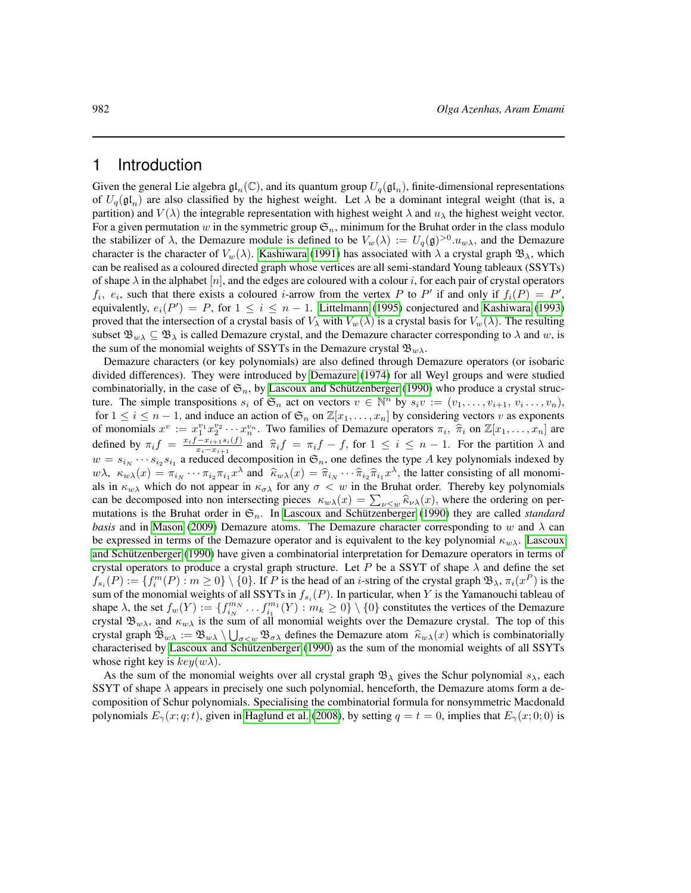## 1 Introduction

Given the general Lie algebra $\mathfrak{gl}_n(\mathbb{C})$, and its quantum group $U_q(\mathfrak{gl}_n)$, finite-dimensional representations of $U_q(\mathfrak{gl}_n)$ are also classified by the highest weight. Let $\lambda$ be a dominant integral weight (that is, a partition) and $V(\lambda)$ the integrable representation with highest weight $\lambda$ and $u_\lambda$ the highest weight vector. For a given permutation $w$ in the symmetric group $\mathfrak{S}_n$, minimum for the Bruhat order in the class modulo the stabilizer of $\lambda$, the Demazure module is defined to be $V_w(\lambda) := U_q(\mathfrak{g})^{>0}.u_{w\lambda}$, and the Demazure character is the character of $V_w(\lambda)$. Kashiwara (1991) has associated with $\lambda$ a crystal graph $\mathfrak{B}_\lambda$, which can be realised as a coloured directed graph whose vertices are all semi-standard Young tableaux (SSYTs) of shape $\lambda$ in the alphabet $[n]$, and the edges are coloured with a colour $i$, for each pair of crystal operators $f_i,\ e_i$, such that there exists a coloured $i$-arrow from the vertex $P$ to $P'$ if and only if $f_i(P) = P'$, equivalently, $e_i(P') = P$, for $1 \leq i \leq n-1$. Littelmann (1995) conjectured and Kashiwara (1993) proved that the intersection of a crystal basis of $V_\lambda$ with $V_w(\lambda)$ is a crystal basis for $V_w(\lambda)$. The resulting subset $\mathfrak{B}_{w\lambda} \subseteq \mathfrak{B}_\lambda$ is called Demazure crystal, and the Demazure character corresponding to $\lambda$ and $w$, is the sum of the monomial weights of SSYTs in the Demazure crystal $\mathfrak{B}_{w\lambda}$.

Demazure characters (or key polynomials) are also defined through Demazure operators (or isobaric divided differences). They were introduced by Demazure (1974) for all Weyl groups and were studied combinatorially, in the case of $\mathfrak{S}_n$, by Lascoux and Schützenberger (1990) who produce a crystal structure. The simple transpositions $s_i$ of $\mathfrak{S}_n$ act on vectors $v \in \mathbb{N}^n$ by $s_i v := (v_1, \dots, v_{i+1},\ v_i \dots, v_n)$, for $1 \leq i \leq n-1$, and induce an action of $\mathfrak{S}_n$ on $\mathbb{Z}[x_1, \dots, x_n]$ by considering vectors $v$ as exponents of monomials $x^v := x_1^{v_1} x_2^{v_2} \cdots x_n^{v_n}$. Two families of Demazure operators $\pi_i,\ \widehat{\pi}_i$ on $\mathbb{Z}[x_1, \dots, x_n]$ are defined by $\pi_i f = \frac{x_i f - x_{i+1} s_i(f)}{x_i - x_{i+1}}$ and $\widehat{\pi}_i f = \pi_i f - f$, for $1 \leq i \leq n-1$. For the partition $\lambda$ and $w = s_{i_N} \cdots s_{i_2} s_{i_1}$ a reduced decomposition in $\mathfrak{S}_n$, one defines the type $A$ key polynomials indexed by $w\lambda$, $\kappa_{w\lambda}(x) = \pi_{i_N} \cdots \pi_{i_2} \pi_{i_1} x^\lambda$ and $\widehat{\kappa}_{w\lambda}(x) = \widehat{\pi}_{i_N} \cdots \widehat{\pi}_{i_2} \widehat{\pi}_{i_1} x^\lambda$, the latter consisting of all monomials in $\kappa_{w\lambda}$ which do not appear in $\kappa_{\sigma\lambda}$ for any $\sigma < w$ in the Bruhat order. Thereby key polynomials can be decomposed into non intersecting pieces $\kappa_{w\lambda}(x) = \sum_{\nu < w} \widehat{\kappa}_{\nu\lambda}(x)$, where the ordering on permutations is the Bruhat order in $\mathfrak{S}_n$. In Lascoux and Schützenberger (1990) they are called *standard basis* and in Mason (2009) Demazure atoms. The Demazure character corresponding to $w$ and $\lambda$ can be expressed in terms of the Demazure operator and is equivalent to the key polynomial $\kappa_{w\lambda}$. Lascoux and Schützenberger (1990) have given a combinatorial interpretation for Demazure operators in terms of crystal operators to produce a crystal graph structure. Let $P$ be a SSYT of shape $\lambda$ and define the set $f_{s_i}(P) := \{f_i^m(P) : m \geq 0\} \setminus \{0\}$. If $P$ is the head of an $i$-string of the crystal graph $\mathfrak{B}_\lambda$, $\pi_i(x^P)$ is the sum of the monomial weights of all SSYTs in $f_{s_i}(P)$. In particular, when $Y$ is the Yamanouchi tableau of shape $\lambda$, the set $f_w(Y) := \{f_{i_N}^{m_N} \dots f_{i_1}^{m_1}(Y) : m_k \geq 0\} \setminus \{0\}$ constitutes the vertices of the Demazure crystal $\mathfrak{B}_{w\lambda}$, and $\kappa_{w\lambda}$ is the sum of all monomial weights over the Demazure crystal. The top of this crystal graph $\widehat{\mathfrak{B}}_{w\lambda} := \mathfrak{B}_{w\lambda} \setminus \bigcup_{\sigma < w} \mathfrak{B}_{\sigma\lambda}$ defines the Demazure atom $\widehat{\kappa}_{w\lambda}(x)$ which is combinatorially characterised by Lascoux and Schützenberger (1990) as the sum of the monomial weights of all SSYTs whose right key is $key(w\lambda)$.

As the sum of the monomial weights over all crystal graph $\mathfrak{B}_\lambda$ gives the Schur polynomial $s_\lambda$, each SSYT of shape $\lambda$ appears in precisely one such polynomial, henceforth, the Demazure atoms form a decomposition of Schur polynomials. Specialising the combinatorial formula for nonsymmetric Macdonald polynomials $E_\gamma(x; q; t)$, given in Haglund et al. (2008), by setting $q = t = 0$, implies that $E_\gamma(x; 0; 0)$ is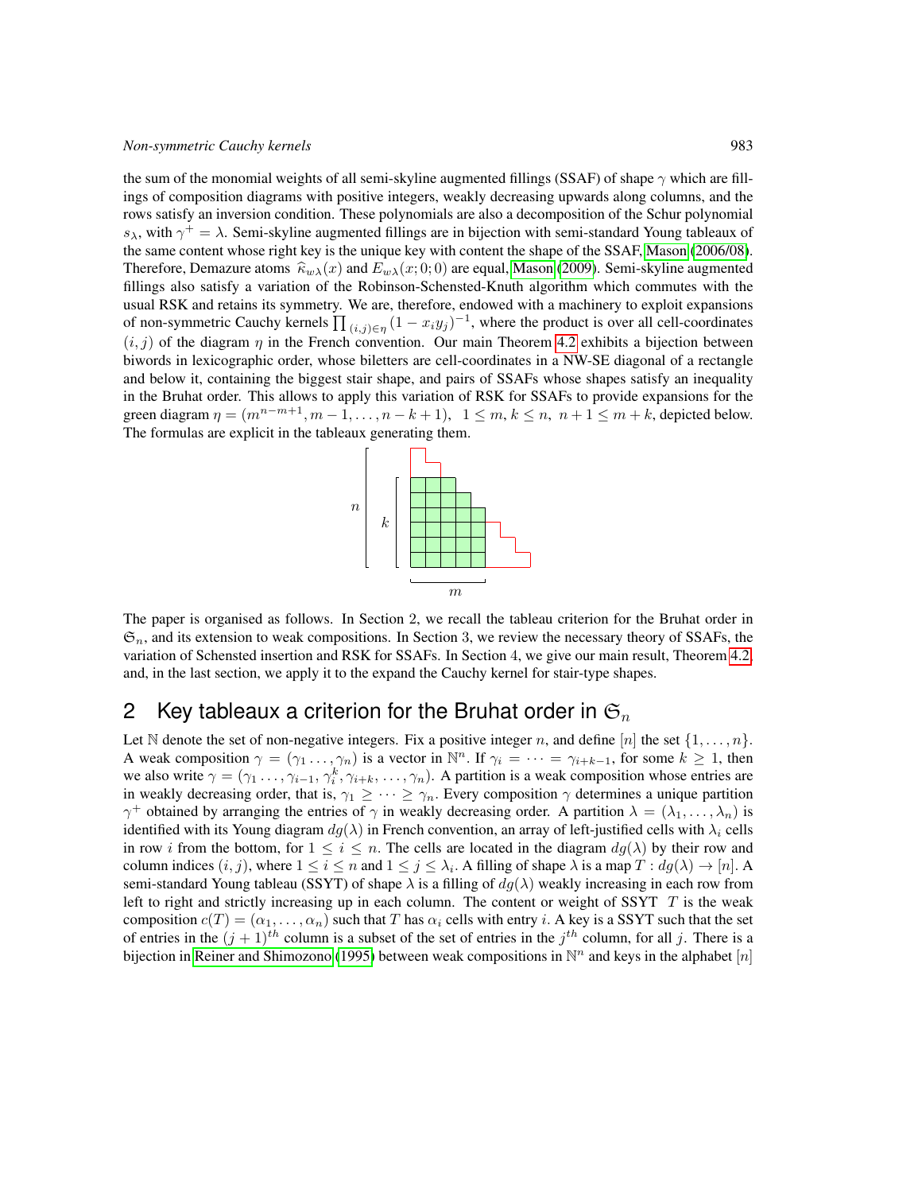the sum of the monomial weights of all semi-skyline augmented fillings (SSAF) of shape $\gamma$ which are fillings of composition diagrams with positive integers, weakly decreasing upwards along columns, and the rows satisfy an inversion condition. These polynomials are also a decomposition of the Schur polynomial $s_\lambda$, with $\gamma^+ = \lambda$. Semi-skyline augmented fillings are in bijection with semi-standard Young tableaux of the same content whose right key is the unique key with content the shape of the SSAF, Mason (2006/08). Therefore, Demazure atoms $\widehat{\kappa}_{w\lambda}(x)$ and $E_{w\lambda}(x;0;0)$ are equal, Mason (2009). Semi-skyline augmented fillings also satisfy a variation of the Robinson-Schensted-Knuth algorithm which commutes with the usual RSK and retains its symmetry. We are, therefore, endowed with a machinery to exploit expansions of non-symmetric Cauchy kernels $\prod_{(i,j)\in\eta}(1-x_iy_j)^{-1}$, where the product is over all cell-coordinates $(i,j)$ of the diagram $\eta$ in the French convention. Our main Theorem 4.2 exhibits a bijection between biwords in lexicographic order, whose biletters are cell-coordinates in a NW-SE diagonal of a rectangle and below it, containing the biggest stair shape, and pairs of SSAFs whose shapes satisfy an inequality in the Bruhat order. This allows to apply this variation of RSK for SSAFs to provide expansions for the green diagram $\eta = (m^{n-m+1}, m-1, \ldots, n-k+1),\ \ 1 \le m, k \le n,\ \ n+1 \le m+k$, depicted below. The formulas are explicit in the tableaux generating them.

The paper is organised as follows. In Section 2, we recall the tableau criterion for the Bruhat order in $\mathfrak{S}_n$, and its extension to weak compositions. In Section 3, we review the necessary theory of SSAFs, the variation of Schensted insertion and RSK for SSAFs. In Section 4, we give our main result, Theorem 4.2, and, in the last section, we apply it to the expand the Cauchy kernel for stair-type shapes.

## 2 Key tableaux a criterion for the Bruhat order in $\mathfrak{S}_n$

Let $\mathbb{N}$ denote the set of non-negative integers. Fix a positive integer $n$, and define $[n]$ the set $\{1,\ldots,n\}$. A weak composition $\gamma = (\gamma_1 \ldots, \gamma_n)$ is a vector in $\mathbb{N}^n$. If $\gamma_i = \cdots = \gamma_{i+k-1}$, for some $k \ge 1$, then we also write $\gamma = (\gamma_1 \ldots, \gamma_{i-1}, \gamma_i^k, \gamma_{i+k}, \ldots, \gamma_n)$. A partition is a weak composition whose entries are in weakly decreasing order, that is, $\gamma_1 \ge \cdots \ge \gamma_n$. Every composition $\gamma$ determines a unique partition $\gamma^+$ obtained by arranging the entries of $\gamma$ in weakly decreasing order. A partition $\lambda = (\lambda_1, \ldots, \lambda_n)$ is identified with its Young diagram $dg(\lambda)$ in French convention, an array of left-justified cells with $\lambda_i$ cells in row $i$ from the bottom, for $1 \le i \le n$. The cells are located in the diagram $dg(\lambda)$ by their row and column indices $(i,j)$, where $1 \le i \le n$ and $1 \le j \le \lambda_i$. A filling of shape $\lambda$ is a map $T: dg(\lambda) \to [n]$. A semi-standard Young tableau (SSYT) of shape $\lambda$ is a filling of $dg(\lambda)$ weakly increasing in each row from left to right and strictly increasing up in each column. The content or weight of SSYT $T$ is the weak composition $c(T) = (\alpha_1, \ldots, \alpha_n)$ such that $T$ has $\alpha_i$ cells with entry $i$. A key is a SSYT such that the set of entries in the $(j+1)^{th}$ column is a subset of the set of entries in the $j^{th}$ column, for all $j$. There is a bijection in Reiner and Shimozono (1995) between weak compositions in $\mathbb{N}^n$ and keys in the alphabet $[n]$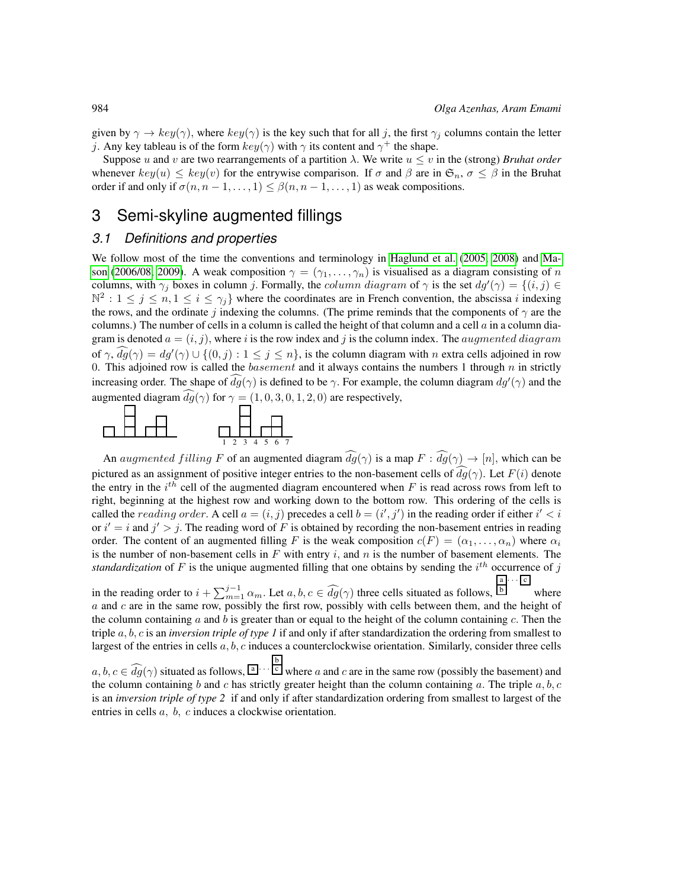given by $\gamma \to key(\gamma)$, where $key(\gamma)$ is the key such that for all $j$, the first $\gamma_j$ columns contain the letter $j$. Any key tableau is of the form $key(\gamma)$ with $\gamma$ its content and $\gamma^+$ the shape.

Suppose $u$ and $v$ are two rearrangements of a partition $\lambda$. We write $u \leq v$ in the (strong) *Bruhat order* whenever $key(u) \leq key(v)$ for the entrywise comparison. If $\sigma$ and $\beta$ are in $\mathfrak{S}_n$, $\sigma \leq \beta$ in the Bruhat order if and only if $\sigma(n, n-1, \dots, 1) \leq \beta(n, n-1, \dots, 1)$ as weak compositions.

# 3 Semi-skyline augmented fillings

## 3.1 Definitions and properties

We follow most of the time the conventions and terminology in Haglund et al. (2005, 2008) and Mason (2006/08, 2009). A weak composition $\gamma = (\gamma_1, \dots, \gamma_n)$ is visualised as a diagram consisting of $n$ columns, with $\gamma_j$ boxes in column $j$. Formally, the $column\ diagram$ of $\gamma$ is the set $dg'(\gamma) = \{(i, j) \in \mathbb{N}^2 : 1 \leq j \leq n, 1 \leq i \leq \gamma_j\}$ where the coordinates are in French convention, the abscissa $i$ indexing the rows, and the ordinate $j$ indexing the columns. (The prime reminds that the components of $\gamma$ are the columns.) The number of cells in a column is called the height of that column and a cell $a$ in a column diagram is denoted $a = (i, j)$, where $i$ is the row index and $j$ is the column index. The $augmented\ diagram$ of $\gamma$, $\widehat{dg}(\gamma) = dg'(\gamma) \cup \{(0, j) : 1 \leq j \leq n\}$, is the column diagram with $n$ extra cells adjoined in row $0$. This adjoined row is called the $basement$ and it always contains the numbers 1 through $n$ in strictly increasing order. The shape of $\widehat{dg}(\gamma)$ is defined to be $\gamma$. For example, the column diagram $dg'(\gamma)$ and the augmented diagram $\widehat{dg}(\gamma)$ for $\gamma = (1, 0, 3, 0, 1, 2, 0)$ are respectively,

An $augmented\ filling$ $F$ of an augmented diagram $\widehat{dg}(\gamma)$ is a map $F : \widehat{dg}(\gamma) \to [n]$, which can be pictured as an assignment of positive integer entries to the non-basement cells of $\widehat{dg}(\gamma)$. Let $F(i)$ denote the entry in the $i^{th}$ cell of the augmented diagram encountered when $F$ is read across rows from left to right, beginning at the highest row and working down to the bottom row. This ordering of the cells is called the $reading\ order$. A cell $a = (i, j)$ precedes a cell $b = (i', j')$ in the reading order if either $i' < i$ or $i' = i$ and $j' > j$. The reading word of $F$ is obtained by recording the non-basement entries in reading order. The content of an augmented filling $F$ is the weak composition $c(F) = (\alpha_1, \dots, \alpha_n)$ where $\alpha_i$ is the number of non-basement cells in $F$ with entry $i$, and $n$ is the number of basement elements. The *standardization* of $F$ is the unique augmented filling that one obtains by sending the $i^{th}$ occurrence of $j$ in the reading order to $i + \sum_{m=1}^{j-1} \alpha_m$. Let $a, b, c \in \widehat{dg}(\gamma)$ three cells situated as follows, $\begin{smallmatrix} a & \cdots & c \\ b & & \end{smallmatrix}$ where $a$ and $c$ are in the same row, possibly the first row, possibly with cells between them, and the height of the column containing $a$ and $b$ is greater than or equal to the height of the column containing $c$. Then the triple $a, b, c$ is an *inversion triple of type 1* if and only if after standardization the ordering from smallest to largest of the entries in cells $a, b, c$ induces a counterclockwise orientation. Similarly, consider three cells $a, b, c \in \widehat{dg}(\gamma)$ situated as follows, $\begin{smallmatrix} & & b \\ a & \cdots & c \end{smallmatrix}$ where $a$ and $c$ are in the same row (possibly the basement) and the column containing $b$ and $c$ has strictly greater height than the column containing $a$. The triple $a, b, c$ is an *inversion triple of type 2* if and only if after standardization ordering from smallest to largest of the entries in cells $a,\ b,\ c$ induces a clockwise orientation.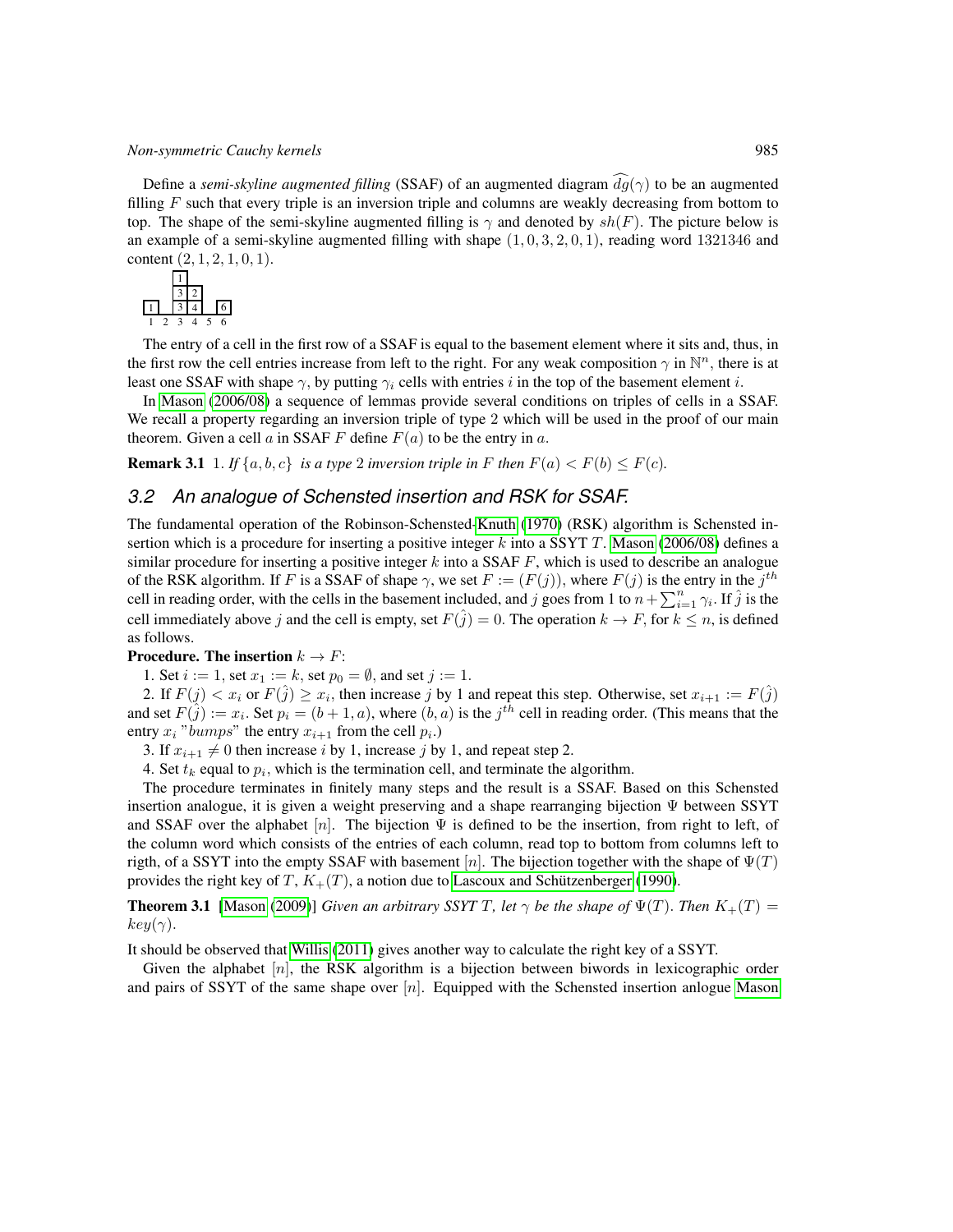Define a *semi-skyline augmented filling* (SSAF) of an augmented diagram $\widehat{dg}(\gamma)$ to be an augmented filling $F$ such that every triple is an inversion triple and columns are weakly decreasing from bottom to top. The shape of the semi-skyline augmented filling is $\gamma$ and denoted by $sh(F)$. The picture below is an example of a semi-skyline augmented filling with shape $(1,0,3,2,0,1)$, reading word 1321346 and content $(2,1,2,1,0,1)$.

|   |   | 1 |   |   |   |
|---|---|---|---|---|---|
|   |   | 3 | 2 |   |   |
| 1 |   | 3 | 4 |   | 6 |
| 1 | 2 | 3 | 4 | 5 | 6 |

The entry of a cell in the first row of a SSAF is equal to the basement element where it sits and, thus, in the first row the cell entries increase from left to the right. For any weak composition $\gamma$ in $\mathbb{N}^n$, there is at least one SSAF with shape $\gamma$, by putting $\gamma_i$ cells with entries $i$ in the top of the basement element $i$.

In Mason (2006/08) a sequence of lemmas provide several conditions on triples of cells in a SSAF. We recall a property regarding an inversion triple of type 2 which will be used in the proof of our main theorem. Given a cell $a$ in SSAF $F$ define $F(a)$ to be the entry in $a$.

**Remark 3.1** 1. *If $\{a,b,c\}$ is a type 2 inversion triple in $F$ then $F(a) < F(b) \leq F(c)$.*

## 3.2 An analogue of Schensted insertion and RSK for SSAF.

The fundamental operation of the Robinson-Schensted-Knuth (1970) (RSK) algorithm is Schensted insertion which is a procedure for inserting a positive integer $k$ into a SSYT $T$. Mason (2006/08) defines a similar procedure for inserting a positive integer $k$ into a SSAF $F$, which is used to describe an analogue of the RSK algorithm. If $F$ is a SSAF of shape $\gamma$, we set $F := (F(j))$, where $F(j)$ is the entry in the $j^{th}$ cell in reading order, with the cells in the basement included, and $j$ goes from 1 to $n + \sum_{i=1}^{n} \gamma_i$. If $\hat{j}$ is the cell immediately above $j$ and the cell is empty, set $F(\hat{j}) = 0$. The operation $k \to F$, for $k \leq n$, is defined as follows.

**Procedure. The insertion $k \to F$:**

1. Set $i := 1$, set $x_1 := k$, set $p_0 = \emptyset$, and set $j := 1$.

2. If $F(j) < x_i$ or $F(\hat{j}) \geq x_i$, then increase $j$ by 1 and repeat this step. Otherwise, set $x_{i+1} := F(\hat{j})$ and set $F(\hat{j}) := x_i$. Set $p_i = (b+1, a)$, where $(b,a)$ is the $j^{th}$ cell in reading order. (This means that the entry $x_i$ "$bumps$" the entry $x_{i+1}$ from the cell $p_i$.)

3. If $x_{i+1} \neq 0$ then increase $i$ by 1, increase $j$ by 1, and repeat step 2.

4. Set $t_k$ equal to $p_i$, which is the termination cell, and terminate the algorithm.

The procedure terminates in finitely many steps and the result is a SSAF. Based on this Schensted insertion analogue, it is given a weight preserving and a shape rearranging bijection $\Psi$ between SSYT and SSAF over the alphabet $[n]$. The bijection $\Psi$ is defined to be the insertion, from right to left, of the column word which consists of the entries of each column, read top to bottom from columns left to rigth, of a SSYT into the empty SSAF with basement $[n]$. The bijection together with the shape of $\Psi(T)$ provides the right key of $T$, $K_+(T)$, a notion due to Lascoux and Schützenberger (1990).

**Theorem 3.1** [Mason (2009)] *Given an arbitrary SSYT $T$, let $\gamma$ be the shape of $\Psi(T)$. Then $K_+(T) = key(\gamma)$.*

It should be observed that Willis (2011) gives another way to calculate the right key of a SSYT.

Given the alphabet $[n]$, the RSK algorithm is a bijection between biwords in lexicographic order and pairs of SSYT of the same shape over $[n]$. Equipped with the Schensted insertion anlogue Mason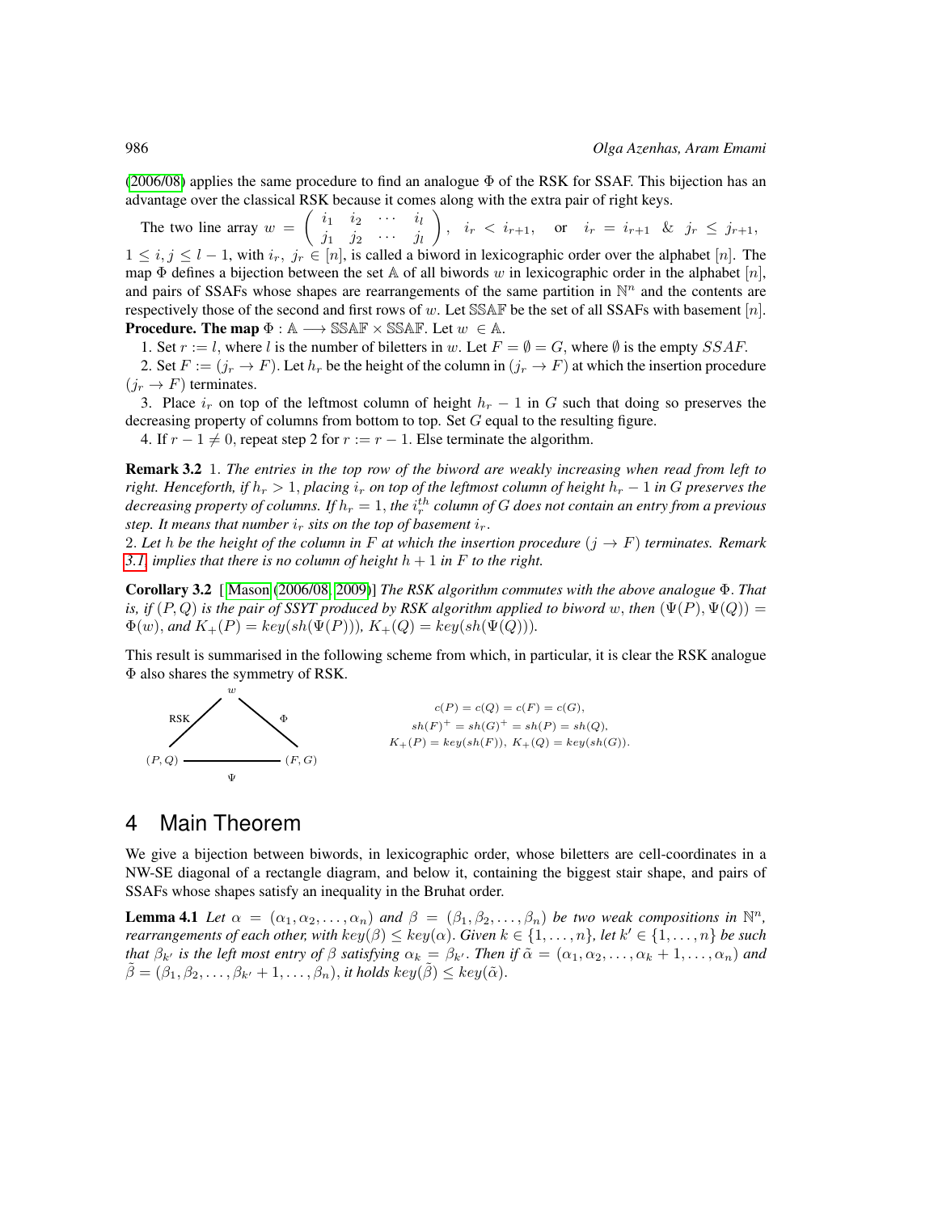(2006/08) applies the same procedure to find an analogue $\Phi$ of the RSK for SSAF. This bijection has an advantage over the classical RSK because it comes along with the extra pair of right keys.

The two line array $w = \begin{pmatrix} i_1 & i_2 & \cdots & i_l \\ j_1 & j_2 & \cdots & j_l \end{pmatrix}$, $i_r < i_{r+1}$, or $i_r = i_{r+1}$ & $j_r \leq j_{r+1}$, $1 \leq i, j \leq l-1$, with $i_r,\ j_r \in [n]$, is called a biword in lexicographic order over the alphabet $[n]$. The map $\Phi$ defines a bijection between the set $\mathbb{A}$ of all biwords $w$ in lexicographic order in the alphabet $[n]$, and pairs of SSAFs whose shapes are rearrangements of the same partition in $\mathbb{N}^n$ and the contents are respectively those of the second and first rows of $w$. Let $\mathbb{SSAF}$ be the set of all SSAFs with basement $[n]$.

**Procedure. The map** $\Phi : \mathbb{A} \longrightarrow \mathbb{SSAF} \times \mathbb{SSAF}$. Let $w \in \mathbb{A}$.

1. Set $r := l$, where $l$ is the number of biletters in $w$. Let $F = \emptyset = G$, where $\emptyset$ is the empty $SSAF$.
2. Set $F := (j_r \to F)$. Let $h_r$ be the height of the column in $(j_r \to F)$ at which the insertion procedure $(j_r \to F)$ terminates.
3. Place $i_r$ on top of the leftmost column of height $h_r - 1$ in $G$ such that doing so preserves the decreasing property of columns from bottom to top. Set $G$ equal to the resulting figure.
4. If $r - 1 \neq 0$, repeat step 2 for $r := r - 1$. Else terminate the algorithm.

**Remark 3.2** 1. *The entries in the top row of the biword are weakly increasing when read from left to right. Henceforth, if $h_r > 1$, placing $i_r$ on top of the leftmost column of height $h_r - 1$ in $G$ preserves the decreasing property of columns. If $h_r = 1$, the $i_r^{th}$ column of $G$ does not contain an entry from a previous step. It means that number $i_r$ sits on the top of basement $i_r$.*

2. *Let $h$ be the height of the column in $F$ at which the insertion procedure $(j \to F)$ terminates. Remark 3.1 implies that there is no column of height $h + 1$ in $F$ to the right.*

**Corollary 3.2** [ [Mason (2006/08, 2009)] *The RSK algorithm commutes with the above analogue $\Phi$. That is, if $(P, Q)$ is the pair of SSYT produced by RSK algorithm applied to biword $w$, then $(\Psi(P), \Psi(Q)) = \Phi(w)$, and $K_+(P) = key(sh(\Psi(P)))$, $K_+(Q) = key(sh(\Psi(Q)))$.*

This result is summarised in the following scheme from which, in particular, it is clear the RSK analogue $\Phi$ also shares the symmetry of RSK.

$$w \xrightarrow{\text{RSK}} (P,Q), \qquad w \xrightarrow{\Phi} (F,G), \qquad (P,Q) \xrightarrow{\Psi} (F,G)$$

$$c(P) = c(Q) = c(F) = c(G),$$
$$sh(F)^+ = sh(G)^+ = sh(P) = sh(Q),$$
$$K_+(P) = key(sh(F)),\ K_+(Q) = key(sh(G)).$$

# 4 Main Theorem

We give a bijection between biwords, in lexicographic order, whose biletters are cell-coordinates in a NW-SE diagonal of a rectangle diagram, and below it, containing the biggest stair shape, and pairs of SSAFs whose shapes satisfy an inequality in the Bruhat order.

**Lemma 4.1** *Let $\alpha = (\alpha_1, \alpha_2, \ldots, \alpha_n)$ and $\beta = (\beta_1, \beta_2, \ldots, \beta_n)$ be two weak compositions in $\mathbb{N}^n$, rearrangements of each other, with $key(\beta) \leq key(\alpha)$. Given $k \in \{1, \ldots, n\}$, let $k' \in \{1, \ldots, n\}$ be such that $\beta_{k'}$ is the left most entry of $\beta$ satisfying $\alpha_k = \beta_{k'}$. Then if $\tilde{\alpha} = (\alpha_1, \alpha_2, \ldots, \alpha_k + 1, \ldots, \alpha_n)$ and $\tilde{\beta} = (\beta_1, \beta_2, \ldots, \beta_{k'} + 1, \ldots, \beta_n)$, it holds $key(\tilde{\beta}) \leq key(\tilde{\alpha})$.*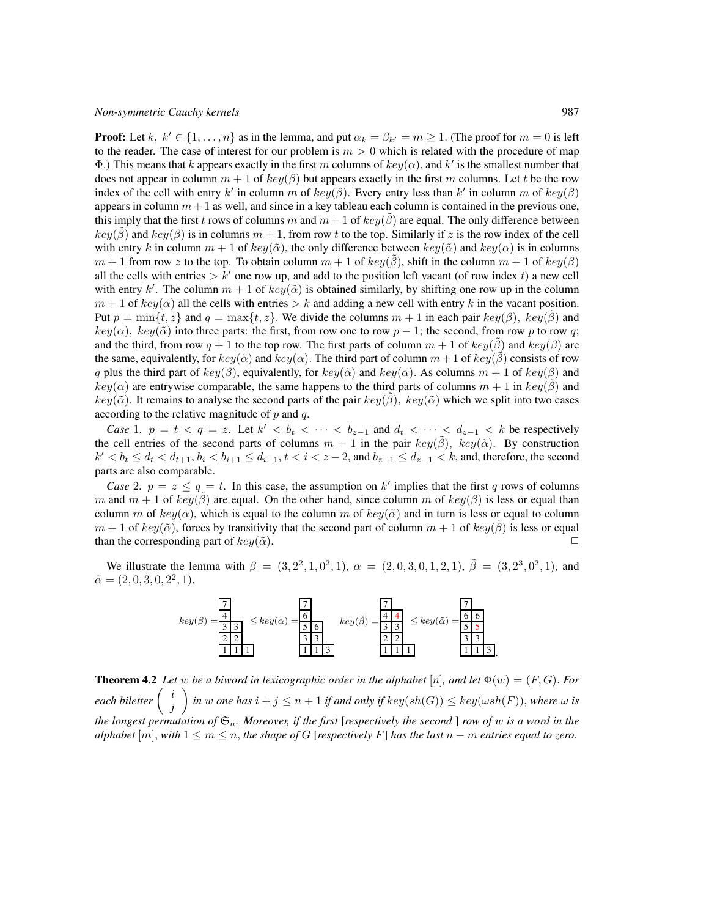**Proof:** Let $k,\ k' \in \{1,\ldots,n\}$ as in the lemma, and put $\alpha_k = \beta_{k'} = m \geq 1$. (The proof for $m = 0$ is left to the reader. The case of interest for our problem is $m > 0$ which is related with the procedure of map $\Phi$.) This means that $k$ appears exactly in the first $m$ columns of $key(\alpha)$, and $k'$ is the smallest number that does not appear in column $m+1$ of $key(\beta)$ but appears exactly in the first $m$ columns. Let $t$ be the row index of the cell with entry $k'$ in column $m$ of $key(\beta)$. Every entry less than $k'$ in column $m$ of $key(\beta)$ appears in column $m+1$ as well, and since in a key tableau each column is contained in the previous one, this imply that the first $t$ rows of columns $m$ and $m+1$ of $key(\tilde{\beta})$ are equal. The only difference between $key(\tilde{\beta})$ and $key(\beta)$ is in columns $m+1$, from row $t$ to the top. Similarly if $z$ is the row index of the cell with entry $k$ in column $m+1$ of $key(\tilde{\alpha})$, the only difference between $key(\tilde{\alpha})$ and $key(\alpha)$ is in columns $m+1$ from row $z$ to the top. To obtain column $m+1$ of $key(\tilde{\beta})$, shift in the column $m+1$ of $key(\beta)$ all the cells with entries $> k'$ one row up, and add to the position left vacant (of row index $t$) a new cell with entry $k'$. The column $m+1$ of $key(\tilde{\alpha})$ is obtained similarly, by shifting one row up in the column $m+1$ of $key(\alpha)$ all the cells with entries $> k$ and adding a new cell with entry $k$ in the vacant position. Put $p = \min\{t, z\}$ and $q = \max\{t, z\}$. We divide the columns $m+1$ in each pair $key(\beta),\ key(\tilde{\beta})$ and $key(\alpha),\ key(\tilde{\alpha})$ into three parts: the first, from row one to row $p-1$; the second, from row $p$ to row $q$; and the third, from row $q+1$ to the top row. The first parts of column $m+1$ of $key(\tilde{\beta})$ and $key(\beta)$ are the same, equivalently, for $key(\tilde{\alpha})$ and $key(\alpha)$. The third part of column $m+1$ of $key(\tilde{\beta})$ consists of row $q$ plus the third part of $key(\beta)$, equivalently, for $key(\tilde{\alpha})$ and $key(\alpha)$. As columns $m+1$ of $key(\beta)$ and $key(\alpha)$ are entrywise comparable, the same happens to the third parts of columns $m+1$ in $key(\tilde{\beta})$ and $key(\tilde{\alpha})$. It remains to analyse the second parts of the pair $key(\tilde{\beta}),\ key(\tilde{\alpha})$ which we split into two cases according to the relative magnitude of $p$ and $q$.

*Case* 1. $p = t < q = z$. Let $k' < b_t < \cdots < b_{z-1}$ and $d_t < \cdots < d_{z-1} < k$ be respectively the cell entries of the second parts of columns $m+1$ in the pair $key(\tilde{\beta}),\ key(\tilde{\alpha})$. By construction $k' < b_t \leq d_t < d_{t+1}$, $b_i < b_{i+1} \leq d_{i+1}$, $t < i < z-2$, and $b_{z-1} \leq d_{z-1} < k$, and, therefore, the second parts are also comparable.

*Case* 2. $p = z \leq q = t$. In this case, the assumption on $k'$ implies that the first $q$ rows of columns $m$ and $m+1$ of $key(\tilde{\beta})$ are equal. On the other hand, since column $m$ of $key(\beta)$ is less or equal than column $m$ of $key(\alpha)$, which is equal to the column $m$ of $key(\tilde{\alpha})$ and in turn is less or equal to column $m+1$ of $key(\tilde{\alpha})$, forces by transitivity that the second part of column $m+1$ of $key(\tilde{\beta})$ is less or equal than the corresponding part of $key(\tilde{\alpha})$. $\square$

We illustrate the lemma with $\beta = (3, 2^2, 1, 0^2, 1)$, $\alpha = (2, 0, 3, 0, 1, 2, 1)$, $\tilde{\beta} = (3, 2^3, 0^2, 1)$, and $\tilde{\alpha} = (2, 0, 3, 0, 2^2, 1)$,

$$key(\beta) = \begin{array}{lll} 7 & & \\ 4 & & \\ 3 & 3 & \\ 2 & 2 & \\ 1 & 1 & 1 \end{array} \leq key(\alpha) = \begin{array}{lll} 7 & & \\ 6 & & \\ 5 & 6 & \\ 3 & 3 & \\ 1 & 1 & 3 \end{array} \qquad key(\tilde{\beta}) = \begin{array}{lll} 7 & & \\ 4 & 4 & \\ 3 & 3 & \\ 2 & 2 & \\ 1 & 1 & 1 \end{array} \leq key(\tilde{\alpha}) = \begin{array}{lll} 7 & & \\ 6 & 6 & \\ 5 & 5 & \\ 3 & 3 & \\ 1 & 1 & 3 \end{array}.$$

**Theorem 4.2** *Let $w$ be a biword in lexicographic order in the alphabet $[n]$, and let $\Phi(w) = (F, G)$. For each biletter $\begin{pmatrix} i \\ j \end{pmatrix}$ in $w$ one has $i + j \leq n + 1$ if and only if $key(sh(G)) \leq key(\omega sh(F))$, where $\omega$ is the longest permutation of $\mathfrak{S}_n$. Moreover, if the first [respectively the second ] row of $w$ is a word in the alphabet $[m]$, with $1 \leq m \leq n$, the shape of $G$ [respectively $F$] has the last $n - m$ entries equal to zero.*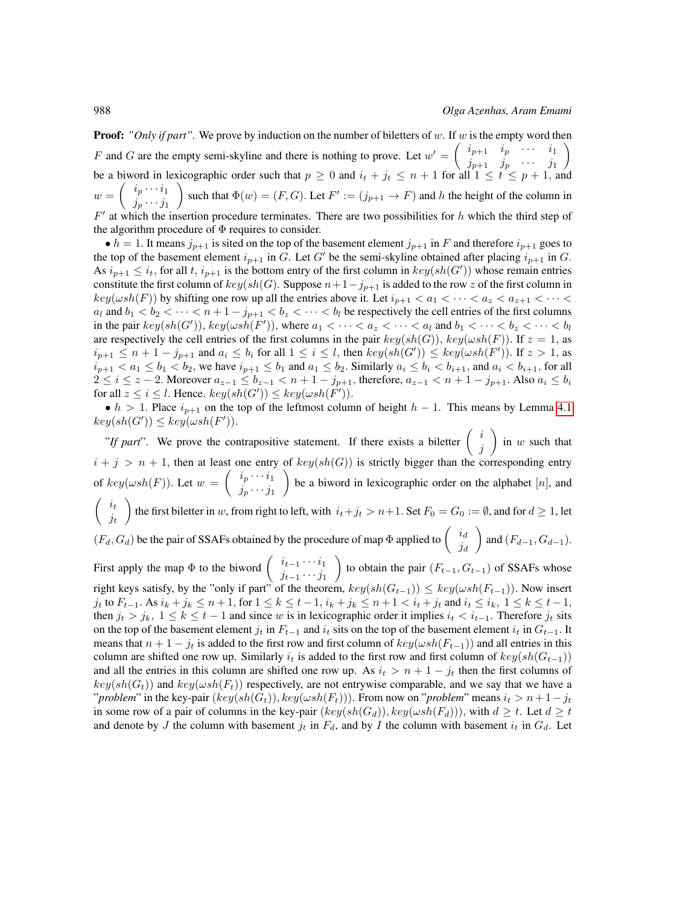**Proof:** *"Only if part"*. We prove by induction on the number of biletters of $w$. If $w$ is the empty word then $F$ and $G$ are the empty semi-skyline and there is nothing to prove. Let $w' = \begin{pmatrix} i_{p+1} & i_p & \cdots & i_1 \\ j_{p+1} & j_p & \cdots & j_1 \end{pmatrix}$ be a biword in lexicographic order such that $p \geq 0$ and $i_t + j_t \leq n+1$ for all $1 \leq t \leq p+1$, and $w = \begin{pmatrix} i_p \cdots i_1 \\ j_p \cdots j_1 \end{pmatrix}$ such that $\Phi(w) = (F, G)$. Let $F' := (j_{p+1} \to F)$ and $h$ the height of the column in $F'$ at which the insertion procedure terminates. There are two possibilities for $h$ which the third step of the algorithm procedure of $\Phi$ requires to consider.

• $h = 1$. It means $j_{p+1}$ is sited on the top of the basement element $j_{p+1}$ in $F$ and therefore $i_{p+1}$ goes to the top of the basement element $i_{p+1}$ in $G$. Let $G'$ be the semi-skyline obtained after placing $i_{p+1}$ in $G$. As $i_{p+1} \leq i_t$, for all $t$, $i_{p+1}$ is the bottom entry of the first column in $key(sh(G'))$ whose remain entries constitute the first column of $key(sh(G)$. Suppose $n+1-j_{p+1}$ is added to the row $z$ of the first column in $key(\omega sh(F))$ by shifting one row up all the entries above it. Let $i_{p+1} < a_1 < \cdots < a_z < a_{z+1} < \cdots < a_l$ and $b_1 < b_2 < \cdots < n+1-j_{p+1} < b_z < \cdots < b_l$ be respectively the cell entries of the first columns in the pair $key(sh(G'))$, $key(\omega sh(F'))$, where $a_1 < \cdots < a_z < \cdots < a_l$ and $b_1 < \cdots < b_z < \cdots < b_l$ are respectively the cell entries of the first columns in the pair $key(sh(G))$, $key(\omega sh(F))$. If $z = 1$, as $i_{p+1} \leq n+1-j_{p+1}$ and $a_i \leq b_i$ for all $1 \leq i \leq l$, then $key(sh(G')) \leq key(\omega sh(F'))$. If $z > 1$, as $i_{p+1} < a_1 \leq b_1 < b_2$, we have $i_{p+1} \leq b_1$ and $a_1 \leq b_2$. Similarly $a_i \leq b_i < b_{i+1}$, and $a_i < b_{i+1}$, for all $2 \leq i \leq z-2$. Moreover $a_{z-1} \leq b_{z-1} < n+1-j_{p+1}$, therefore, $a_{z-1} < n+1-j_{p+1}$. Also $a_i \leq b_i$ for all $z \leq i \leq l$. Hence. $key(sh(G')) \leq key(\omega sh(F'))$.

• $h > 1$. Place $i_{p+1}$ on the top of the leftmost column of height $h-1$. This means by Lemma 4.1 $key(sh(G')) \leq key(\omega sh(F'))$.

*"If part"*. We prove the contrapositive statement. If there exists a biletter $\begin{pmatrix} i \\ j \end{pmatrix}$ in $w$ such that $i + j > n+1$, then at least one entry of $key(sh(G))$ is strictly bigger than the corresponding entry of $key(\omega sh(F))$. Let $w = \begin{pmatrix} i_p \cdots i_1 \\ j_p \cdots j_1 \end{pmatrix}$ be a biword in lexicographic order on the alphabet $[n]$, and $\begin{pmatrix} i_t \\ j_t \end{pmatrix}$ the first biletter in $w$, from right to left, with $i_t + j_t > n+1$. Set $F_0 = G_0 := \emptyset$, and for $d \geq 1$, let $(F_d, G_d)$ be the pair of SSAFs obtained by the procedure of map $\Phi$ applied to $\begin{pmatrix} i_d \\ j_d \end{pmatrix}$ and $(F_{d-1}, G_{d-1})$. First apply the map $\Phi$ to the biword $\begin{pmatrix} i_{t-1} \cdots i_1 \\ j_{t-1} \cdots j_1 \end{pmatrix}$ to obtain the pair $(F_{t-1}, G_{t-1})$ of SSAFs whose right keys satisfy, by the "only if part" of the theorem, $key(sh(G_{t-1})) \leq key(\omega sh(F_{t-1}))$. Now insert $j_t$ to $F_{t-1}$. As $i_k + j_k \leq n+1$, for $1 \leq k \leq t-1$, $i_k + j_k \leq n+1 < i_t + j_t$ and $i_t \leq i_k$, $1 \leq k \leq t-1$, then $j_t > j_k$, $1 \leq k \leq t-1$ and since $w$ is in lexicographic order it implies $i_t < i_{t-1}$. Therefore $j_t$ sits on the top of the basement element $j_t$ in $F_{t-1}$ and $i_t$ sits on the top of the basement element $i_t$ in $G_{t-1}$. It means that $n+1-j_t$ is added to the first row and first column of $key(\omega sh(F_{t-1}))$ and all entries in this column are shifted one row up. Similarly $i_t$ is added to the first row and first column of $key(sh(G_{t-1}))$ and all the entries in this column are shifted one row up. As $i_t > n+1-j_t$ then the first columns of $key(sh(G_t))$ and $key(\omega sh(F_t))$ respectively, are not entrywise comparable, and we say that we have a "*problem*" in the key-pair $(key(sh(G_t)), key(\omega sh(F_t)))$. From now on "*problem*" means $i_t > n+1-j_t$ in some row of a pair of columns in the key-pair $(key(sh(G_d)), key(\omega sh(F_d)))$, with $d \geq t$. Let $d \geq t$ and denote by $J$ the column with basement $j_t$ in $F_d$, and by $I$ the column with basement $i_t$ in $G_d$. Let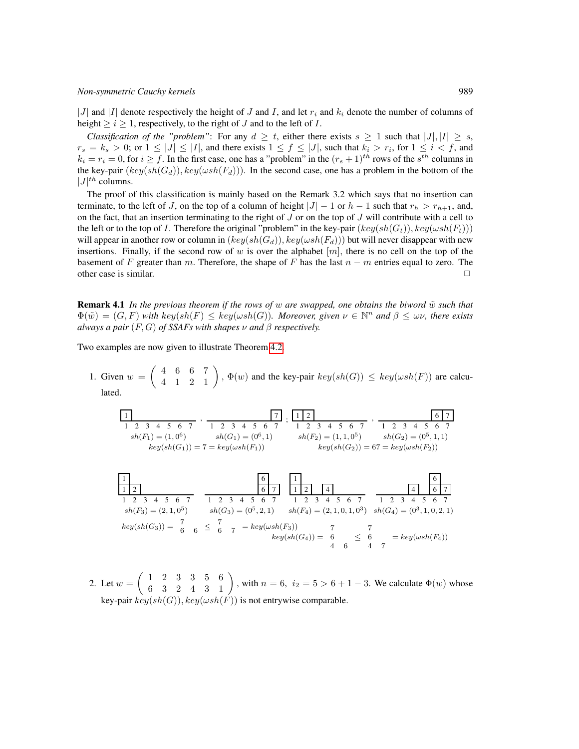$|J|$ and $|I|$ denote respectively the height of $J$ and $I$, and let $r_i$ and $k_i$ denote the number of columns of height $\geq i \geq 1$, respectively, to the right of $J$ and to the left of $I$.

*Classification of the "problem"*: For any $d \geq t$, either there exists $s \geq 1$ such that $|J|, |I| \geq s$, $r_s = k_s > 0$; or $1 \leq |J| \leq |I|$, and there exists $1 \leq f \leq |J|$, such that $k_i > r_i$, for $1 \leq i < f$, and $k_i = r_i = 0$, for $i \geq f$. In the first case, one has a "problem" in the $(r_s+1)^{th}$ rows of the $s^{th}$ columns in the key-pair $(key(sh(G_d)), key(\omega sh(F_d)))$. In the second case, one has a problem in the bottom of the $|J|^{th}$ columns.

The proof of this classification is mainly based on the Remark 3.2 which says that no insertion can terminate, to the left of $J$, on the top of a column of height $|J|-1$ or $h-1$ such that $r_h > r_{h+1}$, and, on the fact, that an insertion terminating to the right of $J$ or on the top of $J$ will contribute with a cell to the left or to the top of $I$. Therefore the original "problem" in the key-pair $(key(sh(G_t)), key(\omega sh(F_t)))$ will appear in another row or column in $(key(sh(G_d)), key(\omega sh(F_d)))$ but will never disappear with new insertions. Finally, if the second row of $w$ is over the alphabet $[m]$, there is no cell on the top of the basement of $F$ greater than $m$. Therefore, the shape of $F$ has the last $n-m$ entries equal to zero. The other case is similar. $\square$

**Remark 4.1** *In the previous theorem if the rows of $w$ are swapped, one obtains the biword $\tilde{w}$ such that $\Phi(\tilde{w}) = (G, F)$ with $key(sh(F) \leq key(\omega sh(G))$. Moreover, given $\nu \in \mathbb{N}^n$ and $\beta \leq \omega\nu$, there exists always a pair $(F, G)$ of SSAFs with shapes $\nu$ and $\beta$ respectively.*

Two examples are now given to illustrate Theorem 4.2.

1. Given $w = \begin{pmatrix} 4 & 6 & 6 & 7 \\ 4 & 1 & 2 & 1 \end{pmatrix}$, $\Phi(w)$ and the key-pair $key(sh(G)) \leq key(\omega sh(F))$ are calculated.

   $sh(F_1) = (1, 0^6)$, $sh(G_1) = (0^6, 1)$, $key(sh(G_1)) = 7 = key(\omega sh(F_1))$

   $sh(F_2) = (1, 1, 0^5)$, $sh(G_2) = (0^5, 1, 1)$, $key(sh(G_2)) = 67 = key(\omega sh(F_2))$

   $sh(F_3) = (2, 1, 0^5)$, $sh(G_3) = (0^5, 2, 1)$, $key(sh(G_3)) = \begin{smallmatrix} 7 & & \\ 6 & & 6 \end{smallmatrix} \leq \begin{smallmatrix} 7 & \\ 6 & 7 \end{smallmatrix} = key(\omega sh(F_3))$

   $sh(F_4) = (2, 1, 0, 1, 0^3)$, $sh(G_4) = (0^3, 1, 0, 2, 1)$, $key(sh(G_4)) = \begin{smallmatrix} 7 & \\ 6 & \\ 4 & 6 \end{smallmatrix} \leq \begin{smallmatrix} 7 & \\ 6 & \\ 4 & 7 \end{smallmatrix} = key(\omega sh(F_4))$

2. Let $w = \begin{pmatrix} 1 & 2 & 3 & 3 & 5 & 6 \\ 6 & 3 & 2 & 4 & 3 & 1 \end{pmatrix}$, with $n = 6$, $i_2 = 5 > 6 + 1 - 3$. We calculate $\Phi(w)$ whose key-pair $key(sh(G)), key(\omega sh(F))$ is not entrywise comparable.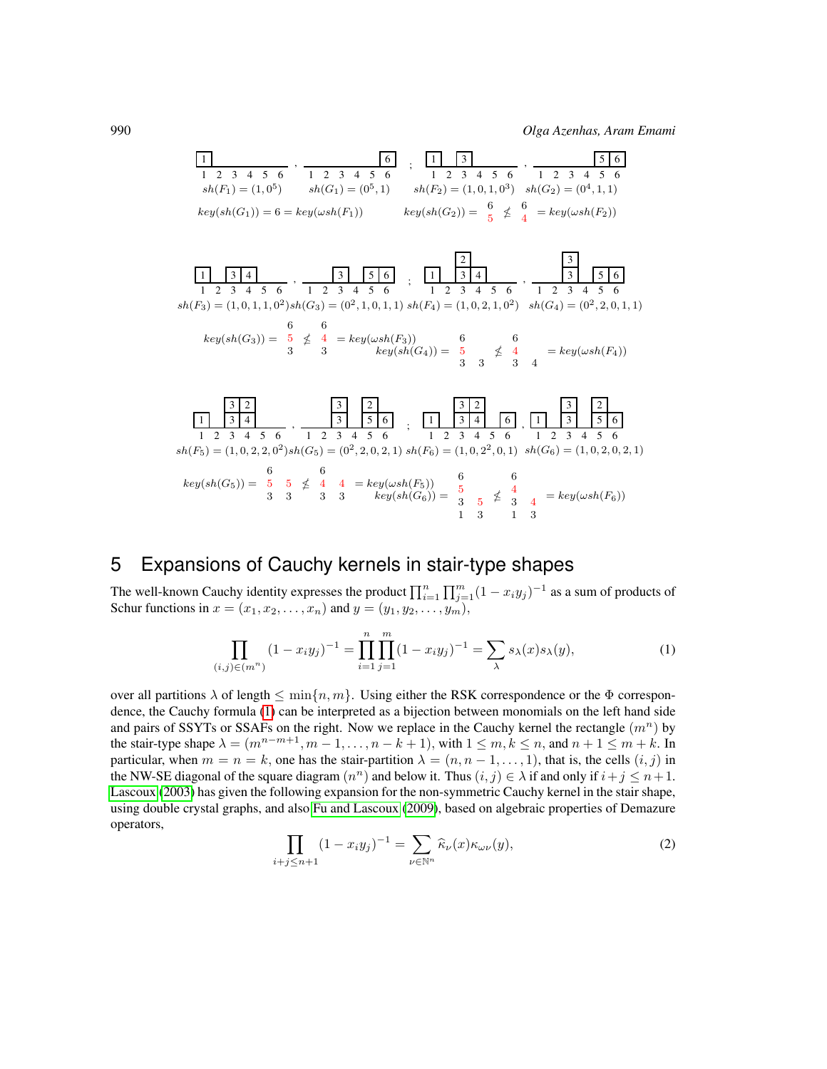$sh(F_1) = (1, 0^5)$ , $sh(G_1) = (0^5, 1)$ ; $sh(F_2) = (1, 0, 1, 0^3)$ , $sh(G_2) = (0^4, 1, 1)$

$key(sh(G_1)) = 6 = key(\omega sh(F_1))$ $\quad$ $key(sh(G_2)) = \begin{smallmatrix} 6 \\ 5 \end{smallmatrix} \not\leq \begin{smallmatrix} 6 \\ 4 \end{smallmatrix} = key(\omega sh(F_2))$

$sh(F_3) = (1, 0, 1, 1, 0^2)$ , $sh(G_3) = (0^2, 1, 0, 1, 1)$ ; $sh(F_4) = (1, 0, 2, 1, 0^2)$ , $sh(G_4) = (0^2, 2, 0, 1, 1)$

$key(sh(G_3)) = \begin{smallmatrix} 6 \\ 5 \\ 3 \end{smallmatrix} \not\leq \begin{smallmatrix} 6 \\ 4 \\ 3 \end{smallmatrix} = key(\omega sh(F_3))$ $\quad$ $key(sh(G_4)) = \begin{smallmatrix} 6 & \\ 5 & \\ 3 & 3 \end{smallmatrix} \not\leq \begin{smallmatrix} 6 & \\ 4 & \\ 3 & 4 \end{smallmatrix} = key(\omega sh(F_4))$

$sh(F_5) = (1, 0, 2, 2, 0^2)$ , $sh(G_5) = (0^2, 2, 0, 2, 1)$ ; $sh(F_6) = (1, 0, 2^2, 0, 1)$ , $sh(G_6) = (1, 0, 2, 0, 2, 1)$

$key(sh(G_5)) = \begin{smallmatrix} 6 & \\ 5 & 5 \\ 3 & 3 \end{smallmatrix} \not\leq \begin{smallmatrix} 6 & \\ 4 & 4 \\ 3 & 3 \end{smallmatrix} = key(\omega sh(F_5))$ $\quad$ $key(sh(G_6)) = \begin{smallmatrix} 6 & \\ 5 & \\ 3 & 5 \\ 1 & 3 \end{smallmatrix} \not\leq \begin{smallmatrix} 6 & \\ 4 & \\ 3 & 4 \\ 1 & 3 \end{smallmatrix} = key(\omega sh(F_6))$

## 5 Expansions of Cauchy kernels in stair-type shapes

The well-known Cauchy identity expresses the product $\prod_{i=1}^{n}\prod_{j=1}^{m}(1 - x_i y_j)^{-1}$ as a sum of products of Schur functions in $x = (x_1, x_2, \ldots, x_n)$ and $y = (y_1, y_2, \ldots, y_m)$,

$$\prod_{(i,j)\in(m^n)} (1 - x_i y_j)^{-1} = \prod_{i=1}^{n}\prod_{j=1}^{m}(1 - x_i y_j)^{-1} = \sum_{\lambda} s_\lambda(x) s_\lambda(y), \tag{1}$$

over all partitions $\lambda$ of length $\leq \min\{n, m\}$. Using either the RSK correspondence or the $\Phi$ correspondence, the Cauchy formula (1) can be interpreted as a bijection between monomials on the left hand side and pairs of SSYTs or SSAFs on the right. Now we replace in the Cauchy kernel the rectangle $(m^n)$ by the stair-type shape $\lambda = (m^{n-m+1}, m-1, \ldots, n-k+1)$, with $1 \leq m, k \leq n$, and $n+1 \leq m+k$. In particular, when $m = n = k$, one has the stair-partition $\lambda = (n, n-1, \ldots, 1)$, that is, the cells $(i, j)$ in the NW-SE diagonal of the square diagram $(n^n)$ and below it. Thus $(i, j) \in \lambda$ if and only if $i + j \leq n + 1$. Lascoux (2003) has given the following expansion for the non-symmetric Cauchy kernel in the stair shape, using double crystal graphs, and also Fu and Lascoux (2009), based on algebraic properties of Demazure operators,

$$\prod_{i+j\leq n+1} (1 - x_i y_j)^{-1} = \sum_{\nu\in\mathbb{N}^n} \widehat{\kappa}_\nu(x)\kappa_{\omega\nu}(y), \tag{2}$$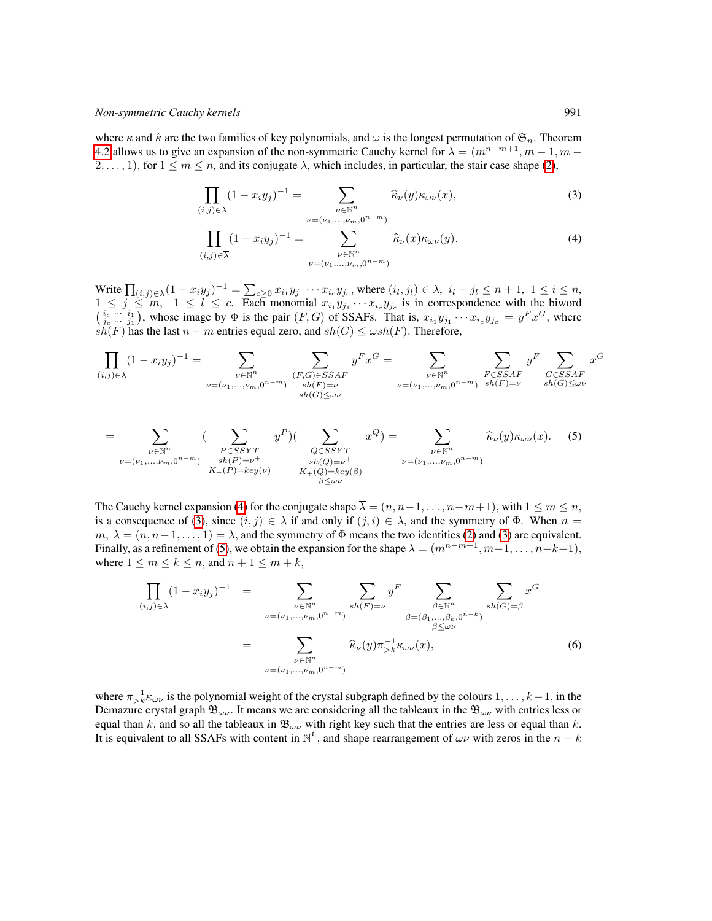where $\kappa$ and $\hat{\kappa}$ are the two families of key polynomials, and $\omega$ is the longest permutation of $\mathfrak{S}_n$. Theorem 4.2 allows us to give an expansion of the non-symmetric Cauchy kernel for $\lambda = (m^{n-m+1}, m-1, m-2, \ldots, 1)$, for $1 \leq m \leq n$, and its conjugate $\overline{\lambda}$, which includes, in particular, the stair case shape (2),

$$\prod_{(i,j)\in\lambda} (1 - x_i y_j)^{-1} = \sum_{\substack{\nu \in \mathbb{N}^n \\ \nu=(\nu_1,\ldots,\nu_m,0^{n-m})}} \widehat{\kappa}_\nu(y)\kappa_{\omega\nu}(x), \tag{3}$$

$$\prod_{(i,j)\in\overline{\lambda}} (1 - x_i y_j)^{-1} = \sum_{\substack{\nu \in \mathbb{N}^n \\ \nu=(\nu_1,\ldots,\nu_m,0^{n-m})}} \widehat{\kappa}_\nu(x)\kappa_{\omega\nu}(y). \tag{4}$$

Write $\prod_{(i,j)\in\lambda}(1-x_iy_j)^{-1} = \sum_{c\geq 0} x_{i_1}y_{j_1}\cdots x_{i_c}y_{j_c}$, where $(i_l, j_l) \in \lambda,\ i_l + j_l \leq n+1,\ 1 \leq i \leq n,\ 1 \leq j \leq m,\ \ 1 \leq l \leq c$. Each monomial $x_{i_1}y_{j_1}\cdots x_{i_c}y_{j_c}$ is in correspondence with the biword $\left(\begin{smallmatrix} i_c & \cdots & i_1 \\ j_c & \cdots & j_1 \end{smallmatrix}\right)$, whose image by $\Phi$ is the pair $(F, G)$ of SSAFs. That is, $x_{i_1}y_{j_1}\cdots x_{i_c}y_{j_c} = y^F x^G$, where $sh(F)$ has the last $n-m$ entries equal zero, and $sh(G) \leq \omega sh(F)$. Therefore,

$$\prod_{(i,j)\in\lambda} (1 - x_i y_j)^{-1} = \sum_{\substack{\nu \in \mathbb{N}^n \\ \nu=(\nu_1,\ldots,\nu_m,0^{n-m})}} \sum_{\substack{(F,G)\in SSAF \\ sh(F)=\nu \\ sh(G)\leq\omega\nu}} y^F x^G = \sum_{\substack{\nu \in \mathbb{N}^n \\ \nu=(\nu_1,\ldots,\nu_m,0^{n-m})}} \sum_{\substack{F\in SSAF \\ sh(F)=\nu}} y^F \sum_{\substack{G\in SSAF \\ sh(G)\leq\omega\nu}} x^G$$

$$= \sum_{\substack{\nu \in \mathbb{N}^n \\ \nu=(\nu_1,\ldots,\nu_m,0^{n-m})}} \Big( \sum_{\substack{P\in SSYT \\ sh(P)=\nu^+ \\ K_+(P)=key(\nu)}} y^P \Big)\Big( \sum_{\substack{Q\in SSYT \\ sh(Q)=\nu^+ \\ K_+(Q)=key(\beta) \\ \beta\leq\omega\nu}} x^Q \Big) = \sum_{\substack{\nu \in \mathbb{N}^n \\ \nu=(\nu_1,\ldots,\nu_m,0^{n-m})}} \widehat{\kappa}_\nu(y)\kappa_{\omega\nu}(x). \tag{5}$$

The Cauchy kernel expansion (4) for the conjugate shape $\overline{\lambda} = (n, n-1, \ldots, n-m+1)$, with $1 \leq m \leq n$, is a consequence of (3), since $(i,j) \in \overline{\lambda}$ if and only if $(j,i) \in \lambda$, and the symmetry of $\Phi$. When $n = m$, $\lambda = (n, n-1, \ldots, 1) = \overline{\lambda}$, and the symmetry of $\Phi$ means the two identities (2) and (3) are equivalent. Finally, as a refinement of (5), we obtain the expansion for the shape $\lambda = (m^{n-m+1}, m-1, \ldots, n-k+1)$, where $1 \leq m \leq k \leq n$, and $n+1 \leq m+k$,

$$\begin{aligned}
\prod_{(i,j)\in\lambda} (1 - x_i y_j)^{-1} &= \sum_{\substack{\nu \in \mathbb{N}^n \\ \nu=(\nu_1,\ldots,\nu_m,0^{n-m})}} \sum_{sh(F)=\nu} y^F \sum_{\substack{\beta \in \mathbb{N}^n \\ \beta=(\beta_1,\ldots,\beta_k,0^{n-k}) \\ \beta\leq\omega\nu}} \sum_{sh(G)=\beta} x^G \\
&= \sum_{\substack{\nu \in \mathbb{N}^n \\ \nu=(\nu_1,\ldots,\nu_m,0^{n-m})}} \widehat{\kappa}_\nu(y)\pi_{>k}^{-1}\kappa_{\omega\nu}(x),
\end{aligned} \tag{6}$$

where $\pi_{>k}^{-1}\kappa_{\omega\nu}$ is the polynomial weight of the crystal subgraph defined by the colours $1, \ldots, k-1$, in the Demazure crystal graph $\mathfrak{B}_{\omega\nu}$. It means we are considering all the tableaux in the $\mathfrak{B}_{\omega\nu}$ with entries less or equal than $k$, and so all the tableaux in $\mathfrak{B}_{\omega\nu}$ with right key such that the entries are less or equal than $k$. It is equivalent to all SSAFs with content in $\mathbb{N}^k$, and shape rearrangement of $\omega\nu$ with zeros in the $n-k$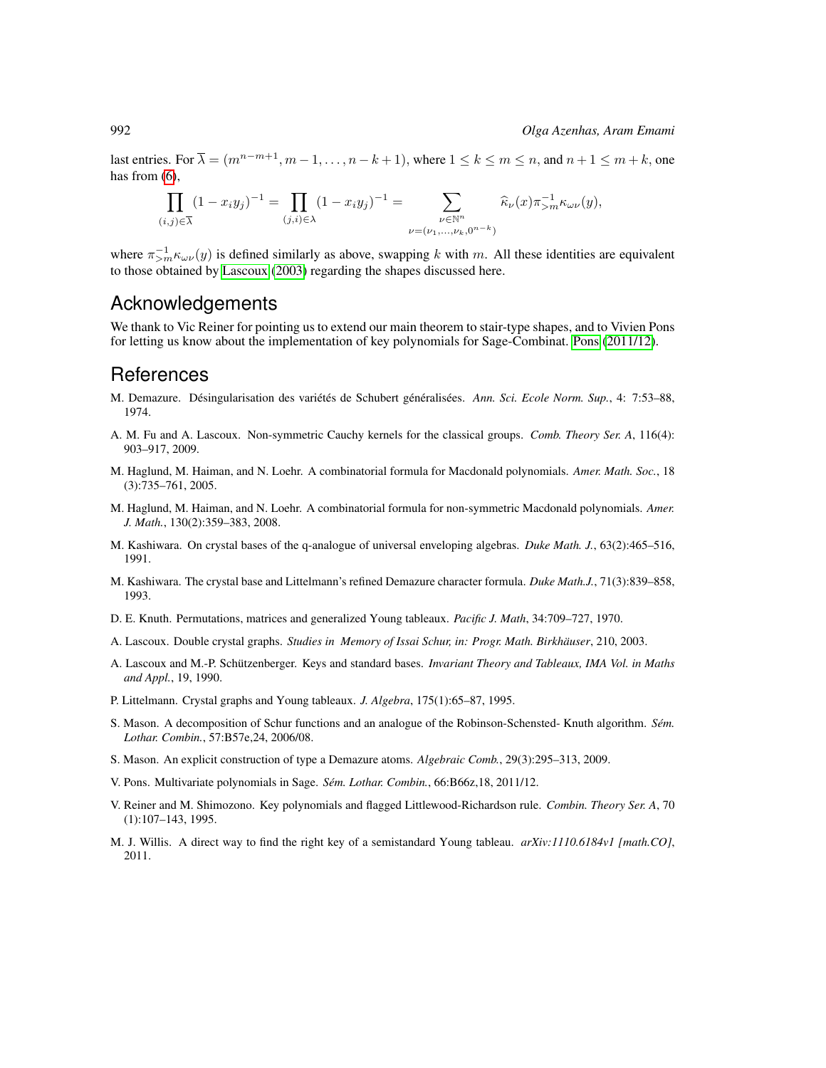last entries. For $\overline{\lambda} = (m^{n-m+1}, m-1, \ldots, n-k+1)$, where $1 \leq k \leq m \leq n$, and $n+1 \leq m+k$, one has from (6),

$$\prod_{(i,j)\in\overline{\lambda}} (1-x_iy_j)^{-1} = \prod_{(j,i)\in\lambda} (1-x_iy_j)^{-1} = \sum_{\substack{\nu\in\mathbb{N}^n \\ \nu=(\nu_1,\ldots,\nu_k,0^{n-k})}} \widehat{\kappa}_\nu(x)\pi^{-1}_{>m}\kappa_{\omega\nu}(y),$$

where $\pi^{-1}_{>m}\kappa_{\omega\nu}(y)$ is defined similarly as above, swapping $k$ with $m$. All these identities are equivalent to those obtained by Lascoux (2003) regarding the shapes discussed here.

## Acknowledgements

We thank to Vic Reiner for pointing us to extend our main theorem to stair-type shapes, and to Vivien Pons for letting us know about the implementation of key polynomials for Sage-Combinat. Pons (2011/12).

## References

M. Demazure. Désingularisation des variétés de Schubert généralisées. *Ann. Sci. Ecole Norm. Sup.*, 4: 7:53–88, 1974.

A. M. Fu and A. Lascoux. Non-symmetric Cauchy kernels for the classical groups. *Comb. Theory Ser. A*, 116(4): 903–917, 2009.

M. Haglund, M. Haiman, and N. Loehr. A combinatorial formula for Macdonald polynomials. *Amer. Math. Soc.*, 18 (3):735–761, 2005.

M. Haglund, M. Haiman, and N. Loehr. A combinatorial formula for non-symmetric Macdonald polynomials. *Amer. J. Math.*, 130(2):359–383, 2008.

M. Kashiwara. On crystal bases of the q-analogue of universal enveloping algebras. *Duke Math. J.*, 63(2):465–516, 1991.

M. Kashiwara. The crystal base and Littelmann's refined Demazure character formula. *Duke Math.J.*, 71(3):839–858, 1993.

D. E. Knuth. Permutations, matrices and generalized Young tableaux. *Pacific J. Math*, 34:709–727, 1970.

A. Lascoux. Double crystal graphs. *Studies in Memory of Issai Schur, in: Progr. Math. Birkhäuser*, 210, 2003.

A. Lascoux and M.-P. Schützenberger. Keys and standard bases. *Invariant Theory and Tableaux, IMA Vol. in Maths and Appl.*, 19, 1990.

P. Littelmann. Crystal graphs and Young tableaux. *J. Algebra*, 175(1):65–87, 1995.

S. Mason. A decomposition of Schur functions and an analogue of the Robinson-Schensted- Knuth algorithm. *Sém. Lothar. Combin.*, 57:B57e,24, 2006/08.

S. Mason. An explicit construction of type a Demazure atoms. *Algebraic Comb.*, 29(3):295–313, 2009.

V. Pons. Multivariate polynomials in Sage. *Sém. Lothar. Combin.*, 66:B66z,18, 2011/12.

V. Reiner and M. Shimozono. Key polynomials and flagged Littlewood-Richardson rule. *Combin. Theory Ser. A*, 70 (1):107–143, 1995.

M. J. Willis. A direct way to find the right key of a semistandard Young tableau. *arXiv:1110.6184v1 [math.CO]*, 2011.